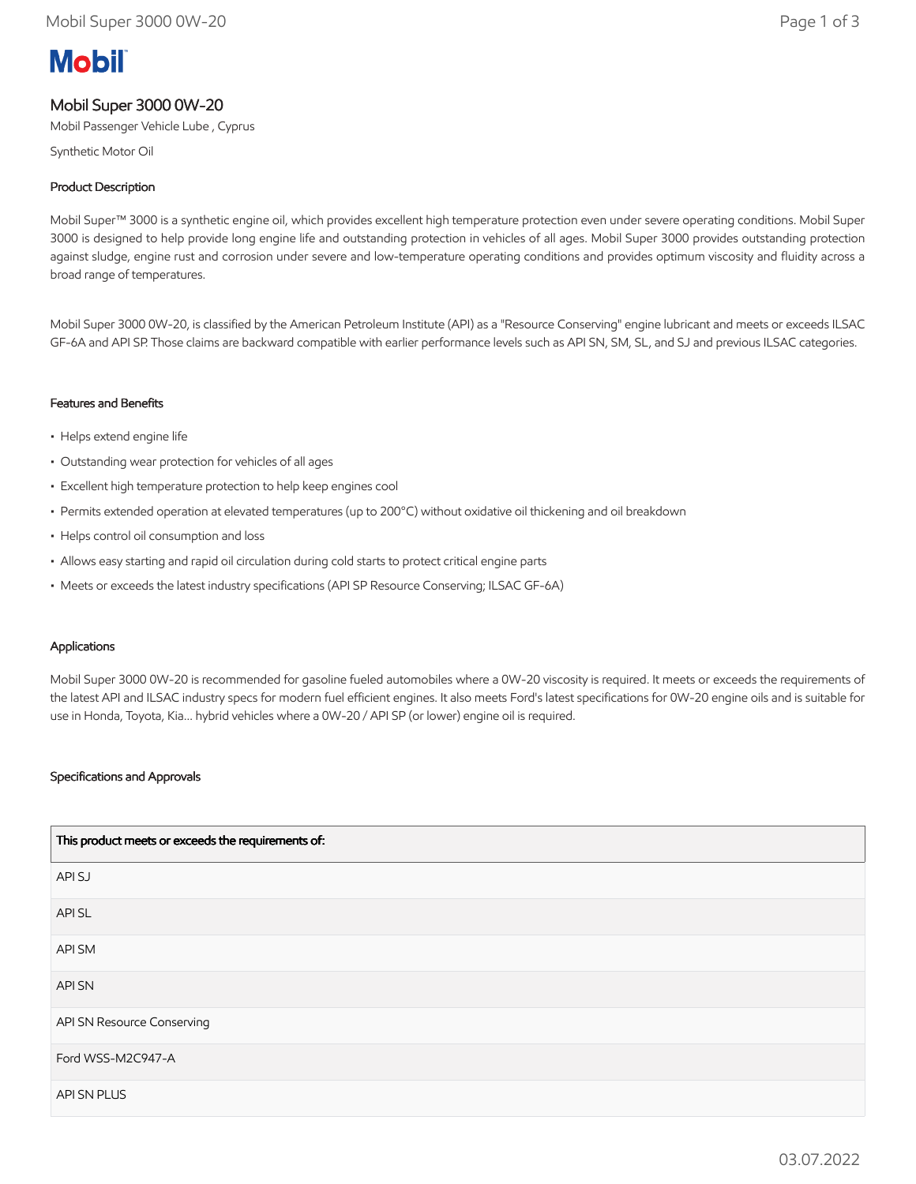# Mobil

## Mobil Super 3000 0W-20

Mobil Passenger Vehicle Lube , Cyprus

Synthetic Motor Oil

### Product Description

Mobil Super™ 3000 is a synthetic engine oil, which provides excellent high temperature protection even under severe operating conditions. Mobil Super 3000 is designed to help provide long engine life and outstanding protection in vehicles of all ages. Mobil Super 3000 provides outstanding protection against sludge, engine rust and corrosion under severe and low-temperature operating conditions and provides optimum viscosity and fluidity across a broad range of temperatures.

Mobil Super 3000 0W-20, is classified by the American Petroleum Institute (API) as a "Resource Conserving" engine lubricant and meets or exceeds ILSAC GF-6A and API SP. Those claims are backward compatible with earlier performance levels such as API SN, SM, SL, and SJ and previous ILSAC categories.

### Features and Benefits

- Helps extend engine life
- Outstanding wear protection for vehicles of all ages
- Excellent high temperature protection to help keep engines cool
- Permits extended operation at elevated temperatures (up to 200°C) without oxidative oil thickening and oil breakdown
- Helps control oil consumption and loss
- Allows easy starting and rapid oil circulation during cold starts to protect critical engine parts
- Meets or exceeds the latest industry specifications (API SP Resource Conserving; ILSAC GF-6A)

### Applications

Mobil Super 3000 0W-20 is recommended for gasoline fueled automobiles where a 0W-20 viscosity is required. It meets or exceeds the requirements of the latest API and ILSAC industry specs for modern fuel efficient engines. It also meets Ford's latest specifications for 0W-20 engine oils and is suitable for use in Honda, Toyota, Kia... hybrid vehicles where a 0W-20 / API SP (or lower) engine oil is required.

### Specifications and Approvals

| This product meets or exceeds the requirements of: |
| --- |
| API SJ |
| API SL |
| API SM |
| API SN |
| API SN Resource Conserving |
| Ford WSS-M2C947-A |
| API SN PLUS |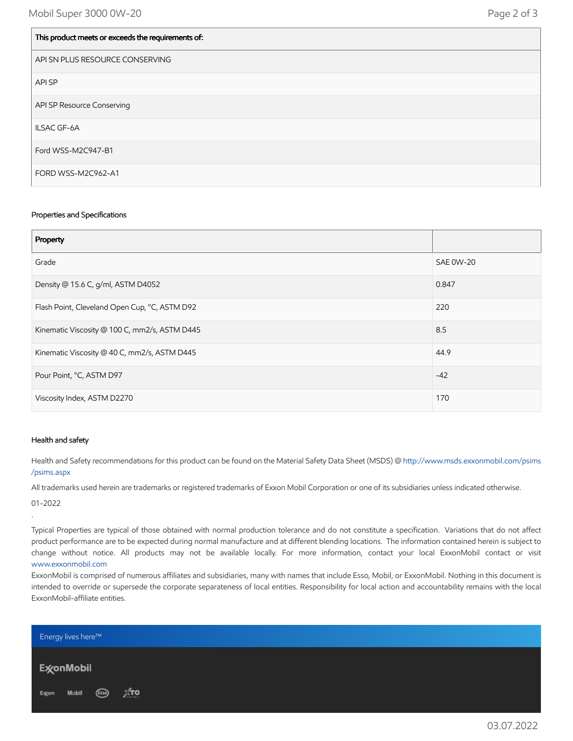| This product meets or exceeds the requirements of: |
| --- |
| API SN PLUS RESOURCE CONSERVING |
| API SP |
| API SP Resource Conserving |
| ILSAC GF-6A |
| Ford WSS-M2C947-B1 |
| FORD WSS-M2C962-A1 |

### Properties and Specifications

| Property | |
| --- | --- |
| Grade | SAE 0W-20 |
| Density @ 15.6 C, g/ml, ASTM D4052 | 0.847 |
| Flash Point, Cleveland Open Cup, °C, ASTM D92 | 220 |
| Kinematic Viscosity @ 100 C, mm2/s, ASTM D445 | 8.5 |
| Kinematic Viscosity @ 40 C, mm2/s, ASTM D445 | 44.9 |
| Pour Point, °C, ASTM D97 | -42 |
| Viscosity Index, ASTM D2270 | 170 |

### Health and safety

Health and Safety recommendations for this product can be found on the Material Safety Data Sheet (MSDS) @ http://www.msds.exxonmobil.com/psims/psims.aspx

All trademarks used herein are trademarks or registered trademarks of Exxon Mobil Corporation or one of its subsidiaries unless indicated otherwise.

01-2022

.

Typical Properties are typical of those obtained with normal production tolerance and do not constitute a specification. Variations that do not affect product performance are to be expected during normal manufacture and at different blending locations. The information contained herein is subject to change without notice. All products may not be available locally. For more information, contact your local ExxonMobil contact or visit www.exxonmobil.com

ExxonMobil is comprised of numerous affiliates and subsidiaries, many with names that include Esso, Mobil, or ExxonMobil. Nothing in this document is intended to override or supersede the corporate separateness of local entities. Responsibility for local action and accountability remains with the local ExxonMobil-affiliate entities.

Energy lives here™

ExxonMobil

Exxon Mobil Esso XTO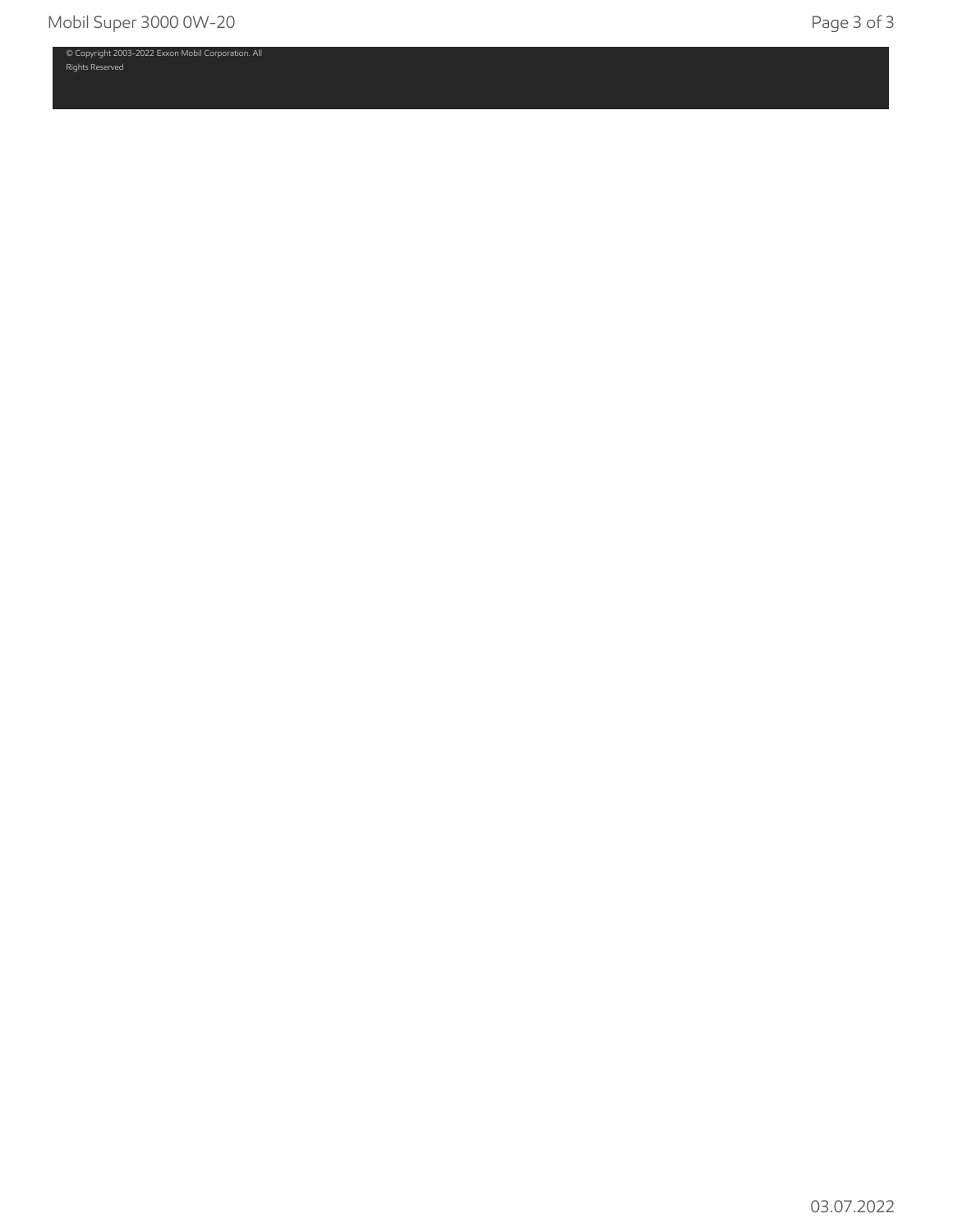© Copyright 2003-2022 Exxon Mobil Corporation. All Rights Reserved